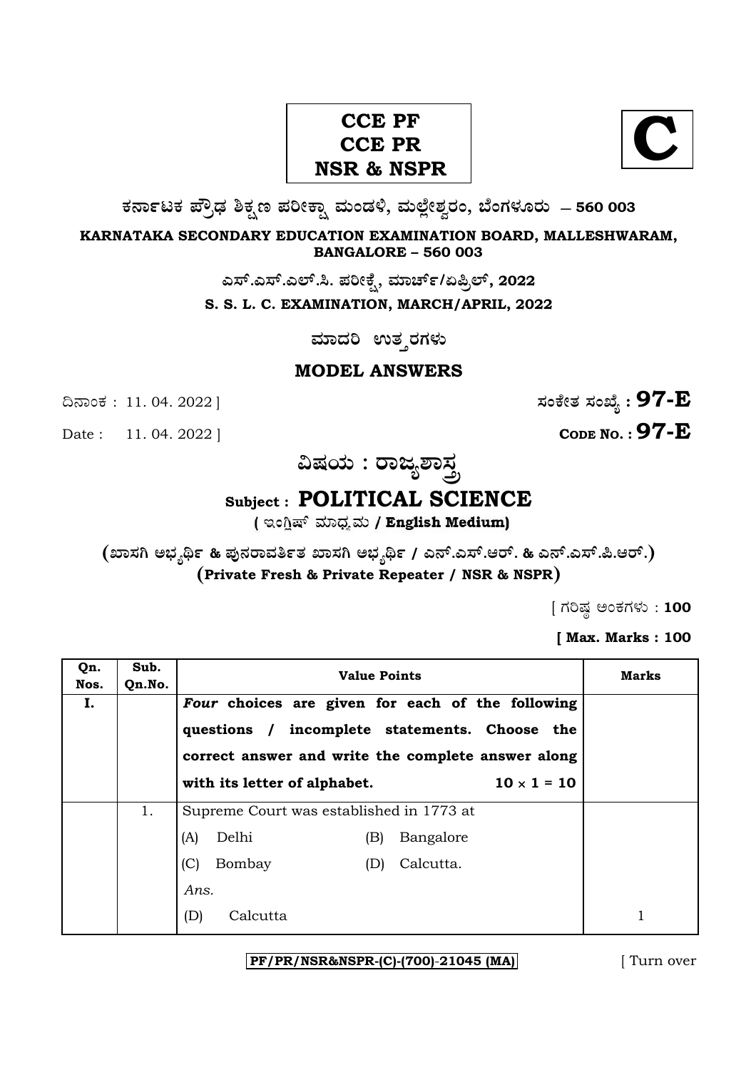**CCE PF**
**CCE PR**
**NSR & NSPR**

**C**

**ಕರ್ನಾಟಕ ಪ್ರೌಢ ಶಿಕ್ಷಣ ಪರೀಕ್ಷಾ ಮಂಡಳಿ, ಮಲ್ಲೇಶ್ವರಂ, ಬೆಂಗಳೂರು — 560 003**

**KARNATAKA SECONDARY EDUCATION EXAMINATION BOARD, MALLESHWARAM, BANGALORE – 560 003**

**ಎಸ್.ಎಸ್.ಎಲ್.ಸಿ. ಪರೀಕ್ಷೆ, ಮಾರ್ಚ್/ಏಪ್ರಿಲ್, 2022**

**S. S. L. C. EXAMINATION, MARCH/APRIL, 2022**

**ಮಾದರಿ ಉತ್ತರಗಳು**

**MODEL ANSWERS**

ದಿನಾಂಕ : 11. 04. 2022 ] **ಸಂಕೇತ ಸಂಖ್ಯೆ : 97-E**

Date : 11. 04. 2022 ] **CODE NO. : 97-E**

**ವಿಷಯ : ರಾಜ್ಯಶಾಸ್ತ್ರ**

**Subject : POLITICAL SCIENCE**

**( ಇಂಗ್ಲಿಷ್ ಮಾಧ್ಯಮ / English Medium)**

**(ಖಾಸಗಿ ಅಭ್ಯರ್ಥಿ & ಪುನರಾವರ್ತಿತ ಖಾಸಗಿ ಅಭ್ಯರ್ಥಿ / ಎನ್.ಎಸ್.ಆರ್. & ಎನ್.ಎಸ್.ಪಿ.ಆರ್.)**
**(Private Fresh & Private Repeater / NSR & NSPR)**

[ ಗರಿಷ್ಠ ಅಂಕಗಳು : **100**

**[ Max. Marks : 100**

| Qn. Nos. | Sub. Qn.No. | Value Points | Marks |
|---|---|---|---|
| **I.** | | ***Four*** **choices are given for each of the following questions / incomplete statements. Choose the correct answer and write the complete answer along with its letter of alphabet.** **10 × 1 = 10** | |
| | 1. | Supreme Court was established in 1773 at<br>(A) Delhi (B) Bangalore<br>(C) Bombay (D) Calcutta.<br>*Ans.*<br>(D) Calcutta | 1 |

**PF/PR/NSR&NSPR-(C)-(700)-21045 (MA)** [ Turn over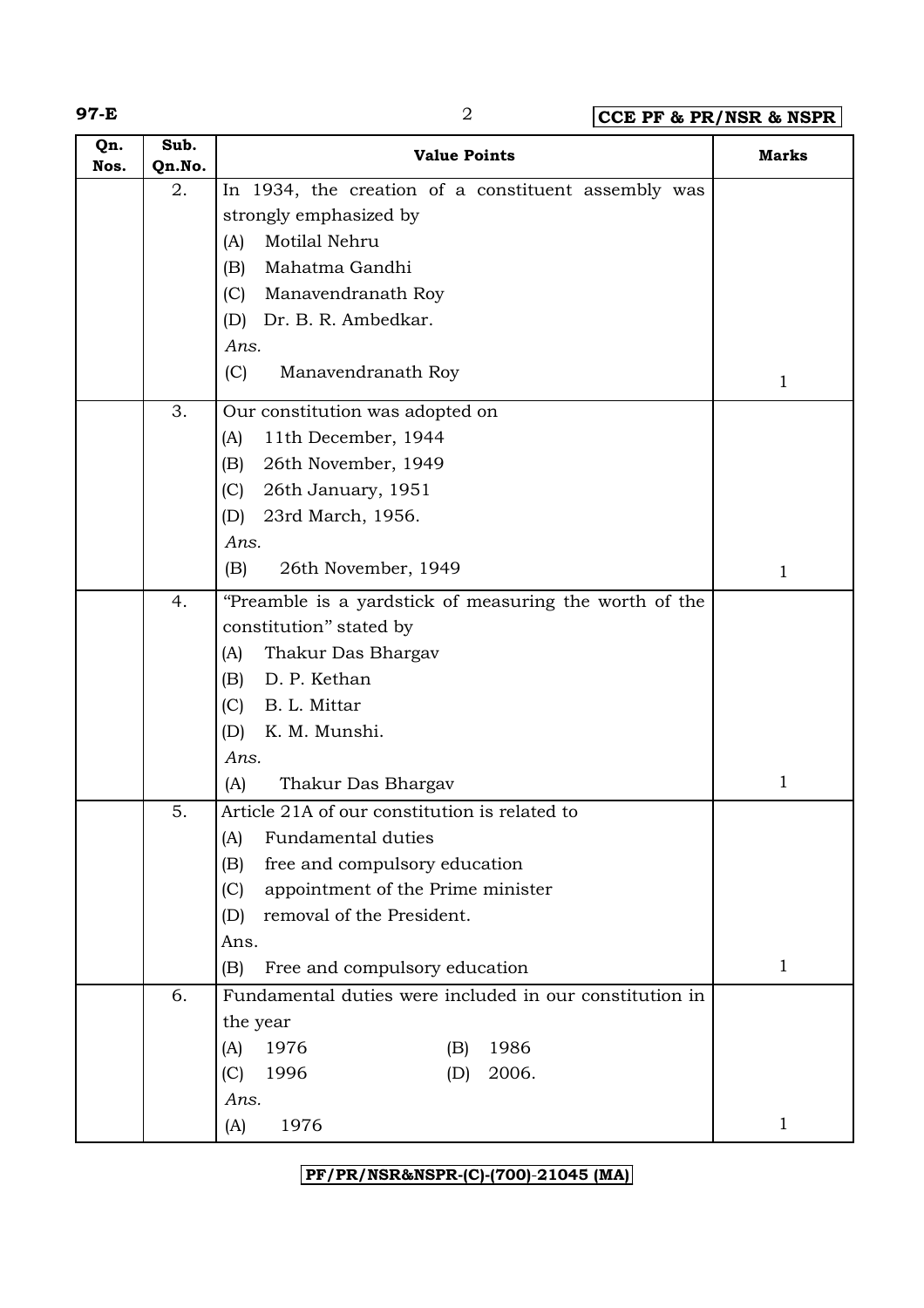| Qn. Nos. | Sub. Qn.No. | Value Points | Marks |
|---|---|---|---|
| | 2. | In 1934, the creation of a constituent assembly was strongly emphasized by<br>(A) Motilal Nehru<br>(B) Mahatma Gandhi<br>(C) Manavendranath Roy<br>(D) Dr. B. R. Ambedkar.<br>*Ans.*<br>(C) Manavendranath Roy | 1 |
| | 3. | Our constitution was adopted on<br>(A) 11th December, 1944<br>(B) 26th November, 1949<br>(C) 26th January, 1951<br>(D) 23rd March, 1956.<br>*Ans.*<br>(B) 26th November, 1949 | 1 |
| | 4. | "Preamble is a yardstick of measuring the worth of the constitution" stated by<br>(A) Thakur Das Bhargav<br>(B) D. P. Kethan<br>(C) B. L. Mittar<br>(D) K. M. Munshi.<br>*Ans.*<br>(A) Thakur Das Bhargav | 1 |
| | 5. | Article 21A of our constitution is related to<br>(A) Fundamental duties<br>(B) free and compulsory education<br>(C) appointment of the Prime minister<br>(D) removal of the President.<br>Ans.<br>(B) Free and compulsory education | 1 |
| | 6. | Fundamental duties were included in our constitution in the year<br>(A) 1976 (B) 1986<br>(C) 1996 (D) 2006.<br>*Ans.*<br>(A) 1976 | 1 |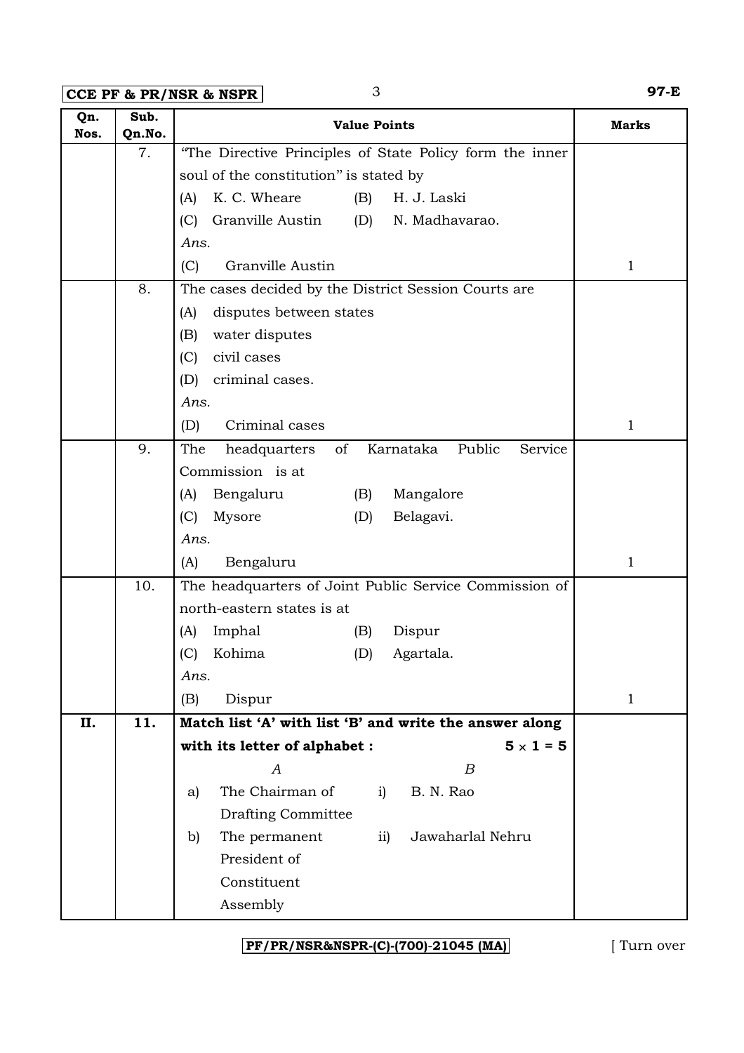| Qn. Nos. | Sub. Qn.No. | Value Points | Marks |
|---|---|---|---|
| | 7. | "The Directive Principles of State Policy form the inner soul of the constitution" is stated by<br>(A) K. C. Wheare (B) H. J. Laski<br>(C) Granville Austin (D) N. Madhavarao.<br>*Ans.*<br>(C) Granville Austin | 1 |
| | 8. | The cases decided by the District Session Courts are<br>(A) disputes between states<br>(B) water disputes<br>(C) civil cases<br>(D) criminal cases.<br>*Ans.*<br>(D) Criminal cases | 1 |
| | 9. | The headquarters of Karnataka Public Service Commission is at<br>(A) Bengaluru (B) Mangalore<br>(C) Mysore (D) Belagavi.<br>*Ans.*<br>(A) Bengaluru | 1 |
| | 10. | The headquarters of Joint Public Service Commission of north-eastern states is at<br>(A) Imphal (B) Dispur<br>(C) Kohima (D) Agartala.<br>*Ans.*<br>(B) Dispur | 1 |
| **II.** | **11.** | **Match list 'A' with list 'B' and write the answer along with its letter of alphabet :** **$5 \times 1 = 5$**<br>*A* — *B*<br>a) The Chairman of Drafting Committee — i) B. N. Rao<br>b) The permanent President of Constituent Assembly — ii) Jawaharlal Nehru | |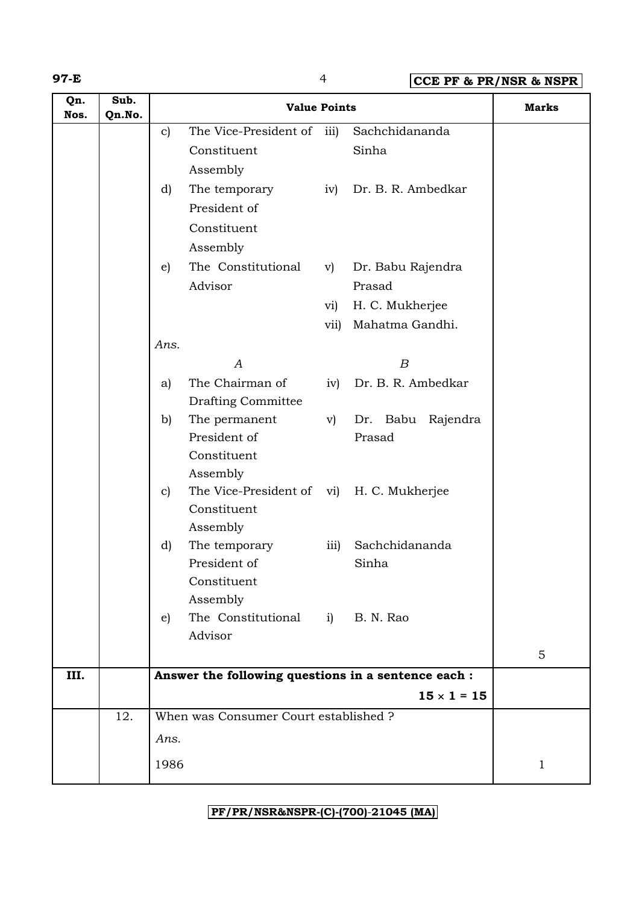| Qn. Nos. | Sub. Qn.No. | Value Points | Marks |
|---|---|---|---|
| | | c) The Vice-President of Constituent Assembly — iii) Sachchidananda Sinha | |
| | | d) The temporary President of Constituent Assembly — iv) Dr. B. R. Ambedkar | |
| | | e) The Constitutional Advisor — v) Dr. Babu Rajendra Prasad | |
| | | vi) H. C. Mukherjee | |
| | | vii) Mahatma Gandhi. | |
| | | *Ans.* | |
| | | *A* — *B* | |
| | | a) The Chairman of Drafting Committee — iv) Dr. B. R. Ambedkar | |
| | | b) The permanent President of Constituent Assembly — v) Dr. Babu Rajendra Prasad | |
| | | c) The Vice-President of Constituent Assembly — vi) H. C. Mukherjee | |
| | | d) The temporary President of Constituent Assembly — iii) Sachchidananda Sinha | |
| | | e) The Constitutional Advisor — i) B. N. Rao | 5 |
| **III.** | | **Answer the following questions in a sentence each :** **$15 \times 1 = 15$** | |
| | 12. | When was Consumer Court established ? | |
| | | *Ans.* | |
| | | 1986 | 1 |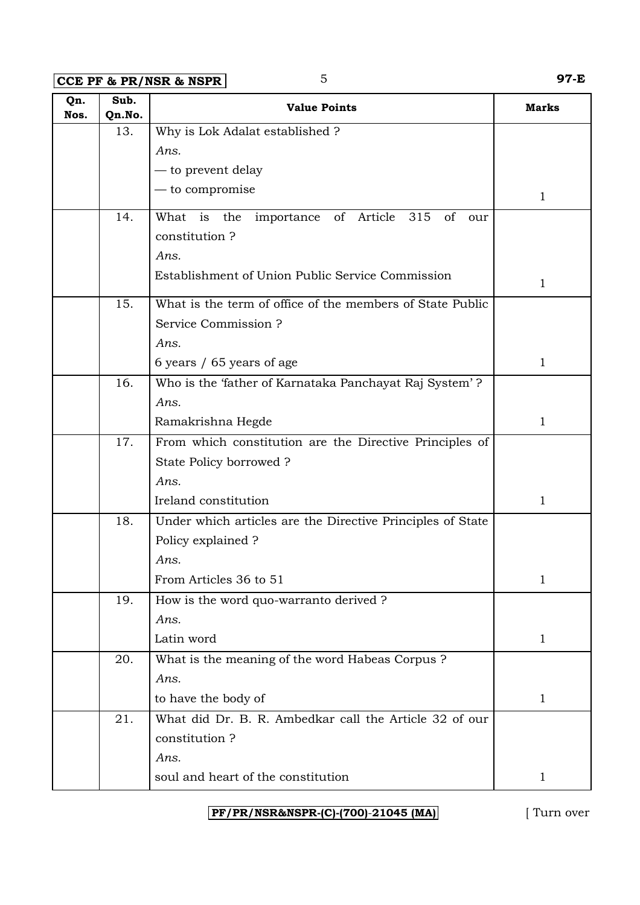| Qn. Nos. | Sub. Qn.No. | Value Points | Marks |
|---|---|---|---|
| | 13. | Why is Lok Adalat established ?<br>*Ans.*<br>— to prevent delay<br>— to compromise | 1 |
| | 14. | What is the importance of Article 315 of our constitution ?<br>*Ans.*<br>Establishment of Union Public Service Commission | 1 |
| | 15. | What is the term of office of the members of State Public Service Commission ?<br>*Ans.*<br>6 years / 65 years of age | 1 |
| | 16. | Who is the 'father of Karnataka Panchayat Raj System' ?<br>*Ans.*<br>Ramakrishna Hegde | 1 |
| | 17. | From which constitution are the Directive Principles of State Policy borrowed ?<br>*Ans.*<br>Ireland constitution | 1 |
| | 18. | Under which articles are the Directive Principles of State Policy explained ?<br>*Ans.*<br>From Articles 36 to 51 | 1 |
| | 19. | How is the word quo-warranto derived ?<br>*Ans.*<br>Latin word | 1 |
| | 20. | What is the meaning of the word Habeas Corpus ?<br>*Ans.*<br>to have the body of | 1 |
| | 21. | What did Dr. B. R. Ambedkar call the Article 32 of our constitution ?<br>*Ans.*<br>soul and heart of the constitution | 1 |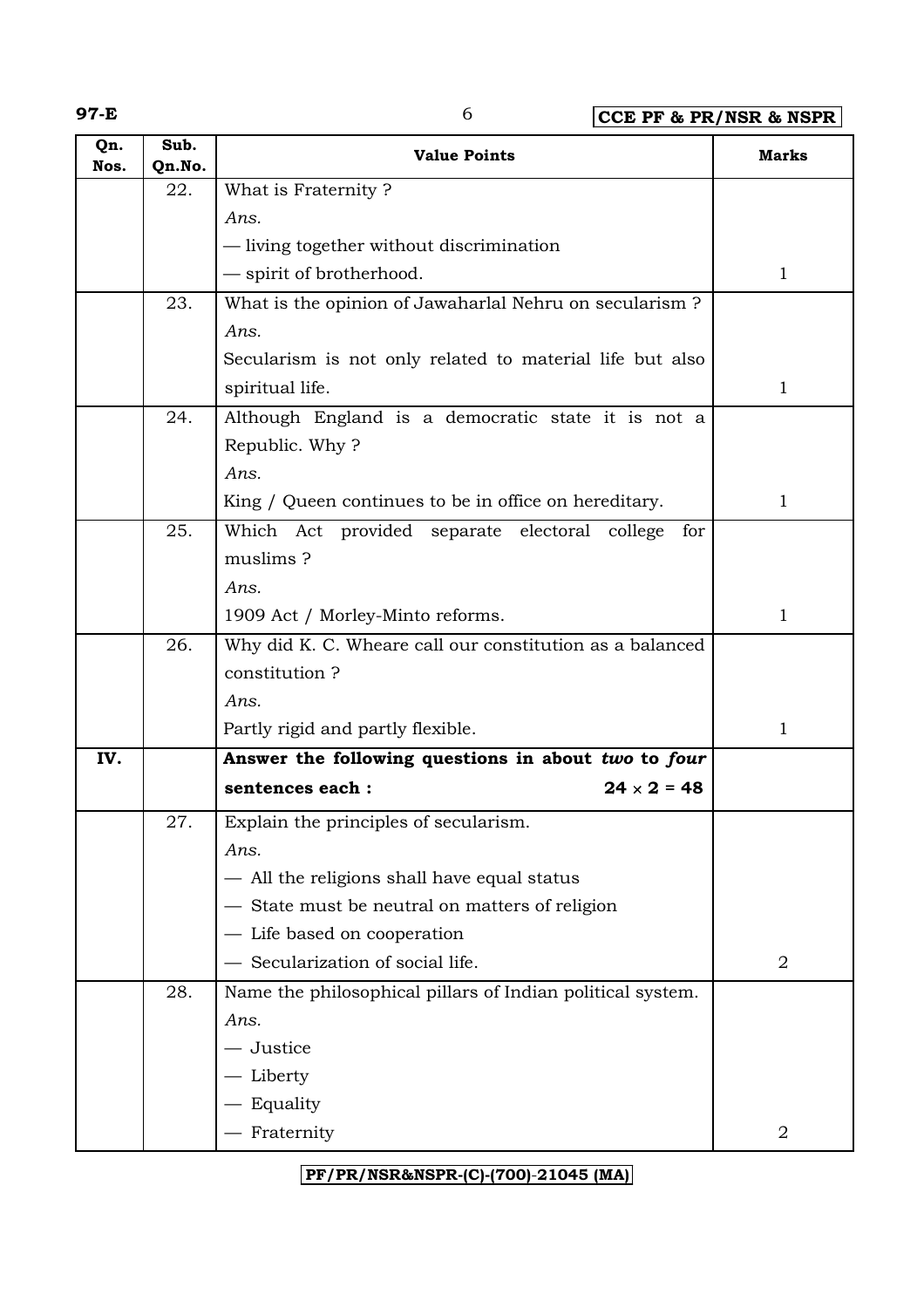| Qn. Nos. | Sub. Qn.No. | Value Points | Marks |
|---|---|---|---|
| | 22. | What is Fraternity ?<br>*Ans.*<br>— living together without discrimination<br>— spirit of brotherhood. | 1 |
| | 23. | What is the opinion of Jawaharlal Nehru on secularism ?<br>*Ans.*<br>Secularism is not only related to material life but also spiritual life. | 1 |
| | 24. | Although England is a democratic state it is not a Republic. Why ?<br>*Ans.*<br>King / Queen continues to be in office on hereditary. | 1 |
| | 25. | Which Act provided separate electoral college for muslims ?<br>*Ans.*<br>1909 Act / Morley-Minto reforms. | 1 |
| | 26. | Why did K. C. Wheare call our constitution as a balanced constitution ?<br>*Ans.*<br>Partly rigid and partly flexible. | 1 |
| **IV.** | | **Answer the following questions in about *two* to *four* sentences each : $24 \times 2 = 48$** | |
| | 27. | Explain the principles of secularism.<br>*Ans.*<br>— All the religions shall have equal status<br>— State must be neutral on matters of religion<br>— Life based on cooperation<br>— Secularization of social life. | 2 |
| | 28. | Name the philosophical pillars of Indian political system.<br>*Ans.*<br>— Justice<br>— Liberty<br>— Equality<br>— Fraternity | 2 |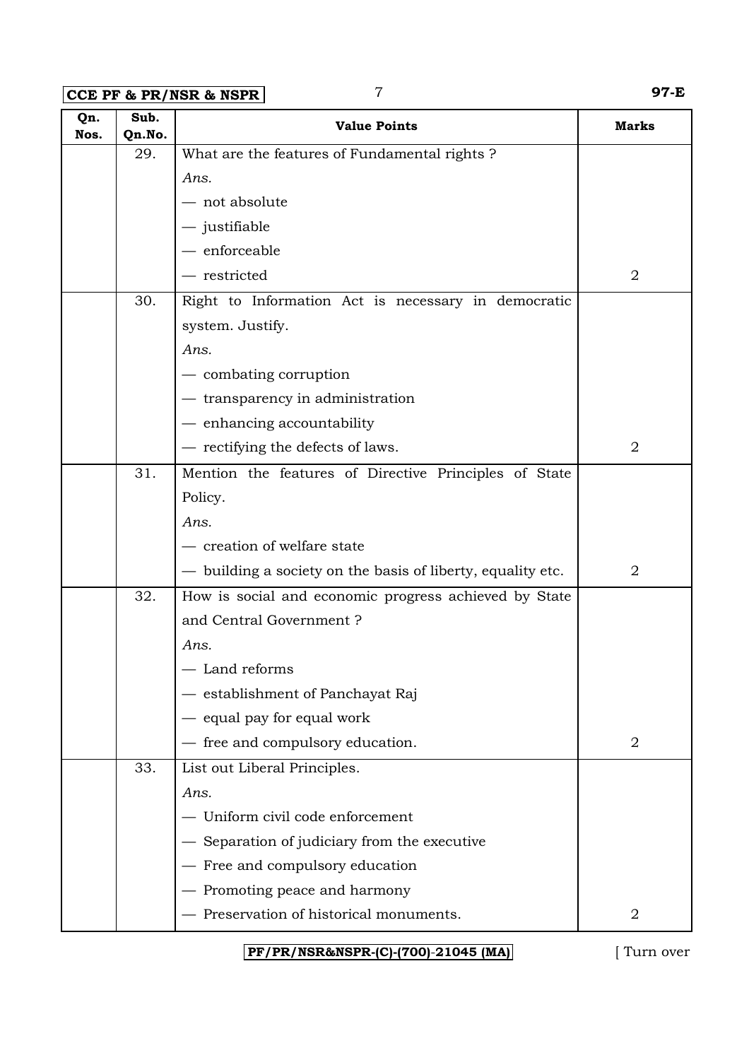| Qn. Nos. | Sub. Qn.No. | Value Points | Marks |
|---|---|---|---|
| | 29. | What are the features of Fundamental rights ?<br>*Ans.*<br>— not absolute<br>— justifiable<br>— enforceable<br>— restricted | 2 |
| | 30. | Right to Information Act is necessary in democratic system. Justify.<br>*Ans.*<br>— combating corruption<br>— transparency in administration<br>— enhancing accountability<br>— rectifying the defects of laws. | 2 |
| | 31. | Mention the features of Directive Principles of State Policy.<br>*Ans.*<br>— creation of welfare state<br>— building a society on the basis of liberty, equality etc. | 2 |
| | 32. | How is social and economic progress achieved by State and Central Government ?<br>*Ans.*<br>— Land reforms<br>— establishment of Panchayat Raj<br>— equal pay for equal work<br>— free and compulsory education. | 2 |
| | 33. | List out Liberal Principles.<br>*Ans.*<br>— Uniform civil code enforcement<br>— Separation of judiciary from the executive<br>— Free and compulsory education<br>— Promoting peace and harmony<br>— Preservation of historical monuments. | 2 |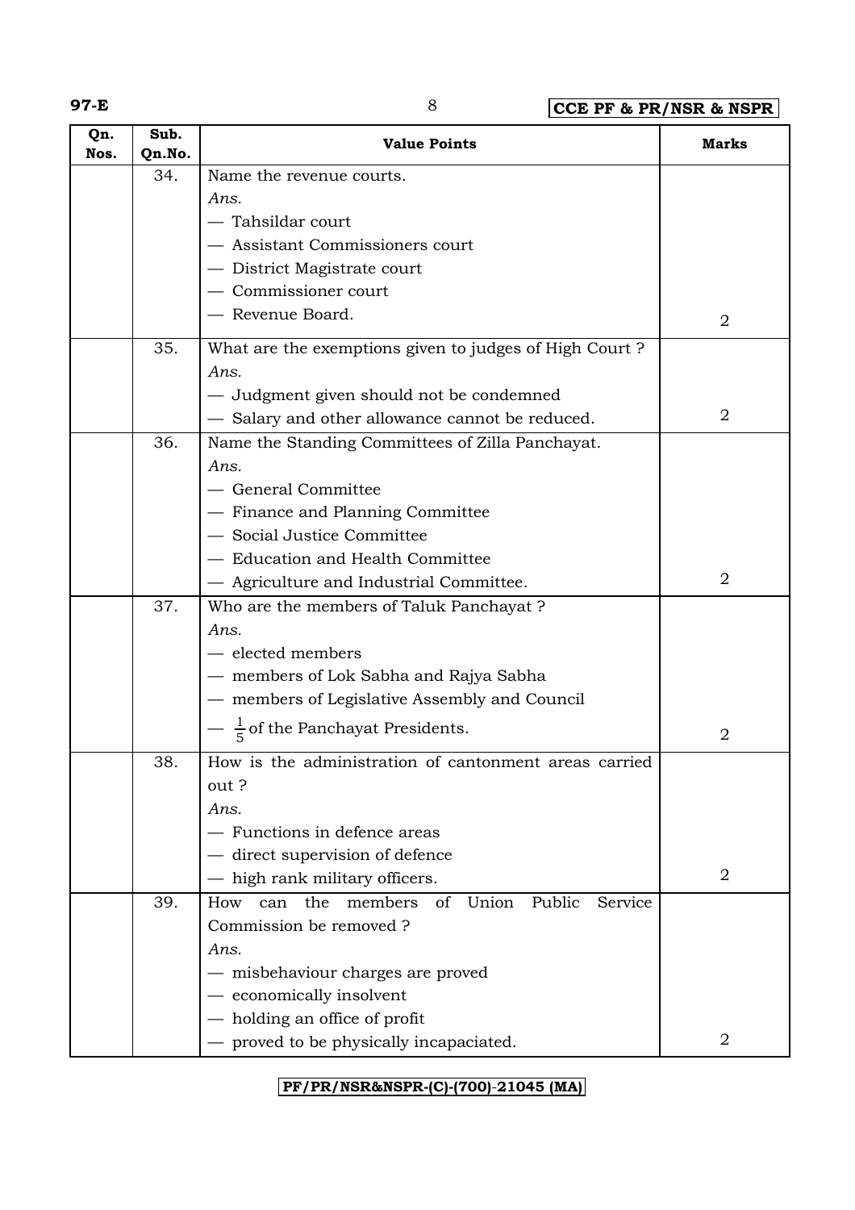| Qn. Nos. | Sub. Qn.No. | Value Points | Marks |
|---|---|---|---|
| | 34. | Name the revenue courts.<br>*Ans.*<br>— Tahsildar court<br>— Assistant Commissioners court<br>— District Magistrate court<br>— Commissioner court<br>— Revenue Board. | 2 |
| | 35. | What are the exemptions given to judges of High Court ?<br>*Ans.*<br>— Judgment given should not be condemned<br>— Salary and other allowance cannot be reduced. | 2 |
| | 36. | Name the Standing Committees of Zilla Panchayat.<br>*Ans.*<br>— General Committee<br>— Finance and Planning Committee<br>— Social Justice Committee<br>— Education and Health Committee<br>— Agriculture and Industrial Committee. | 2 |
| | 37. | Who are the members of Taluk Panchayat ?<br>*Ans.*<br>— elected members<br>— members of Lok Sabha and Rajya Sabha<br>— members of Legislative Assembly and Council<br>— $\frac{1}{5}$ of the Panchayat Presidents. | 2 |
| | 38. | How is the administration of cantonment areas carried out ?<br>*Ans.*<br>— Functions in defence areas<br>— direct supervision of defence<br>— high rank military officers. | 2 |
| | 39. | How can the members of Union Public Service Commission be removed ?<br>*Ans.*<br>— misbehaviour charges are proved<br>— economically insolvent<br>— holding an office of profit<br>— proved to be physically incapaciated. | 2 |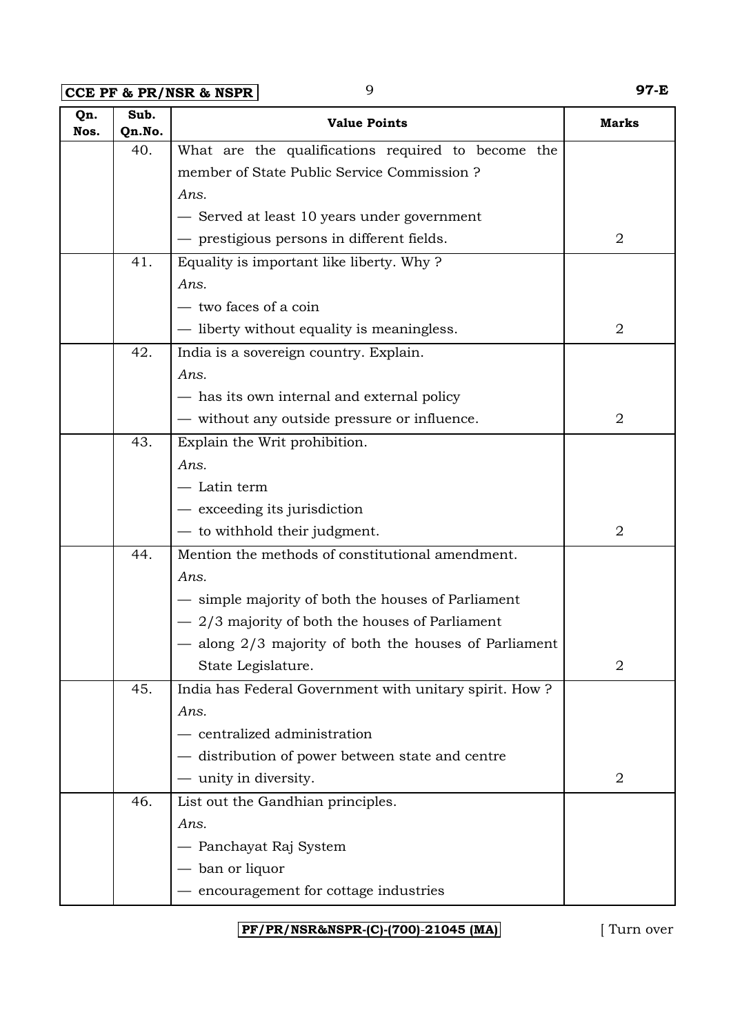| Qn. Nos. | Sub. Qn.No. | Value Points | Marks |
|---|---|---|---|
| | 40. | What are the qualifications required to become the member of State Public Service Commission ?<br>*Ans.*<br>— Served at least 10 years under government<br>— prestigious persons in different fields. | 2 |
| | 41. | Equality is important like liberty. Why ?<br>*Ans.*<br>— two faces of a coin<br>— liberty without equality is meaningless. | 2 |
| | 42. | India is a sovereign country. Explain.<br>*Ans.*<br>— has its own internal and external policy<br>— without any outside pressure or influence. | 2 |
| | 43. | Explain the Writ prohibition.<br>*Ans.*<br>— Latin term<br>— exceeding its jurisdiction<br>— to withhold their judgment. | 2 |
| | 44. | Mention the methods of constitutional amendment.<br>*Ans.*<br>— simple majority of both the houses of Parliament<br>— 2/3 majority of both the houses of Parliament<br>— along 2/3 majority of both the houses of Parliament State Legislature. | 2 |
| | 45. | India has Federal Government with unitary spirit. How ?<br>*Ans.*<br>— centralized administration<br>— distribution of power between state and centre<br>— unity in diversity. | 2 |
| | 46. | List out the Gandhian principles.<br>*Ans.*<br>— Panchayat Raj System<br>— ban or liquor<br>— encouragement for cottage industries | |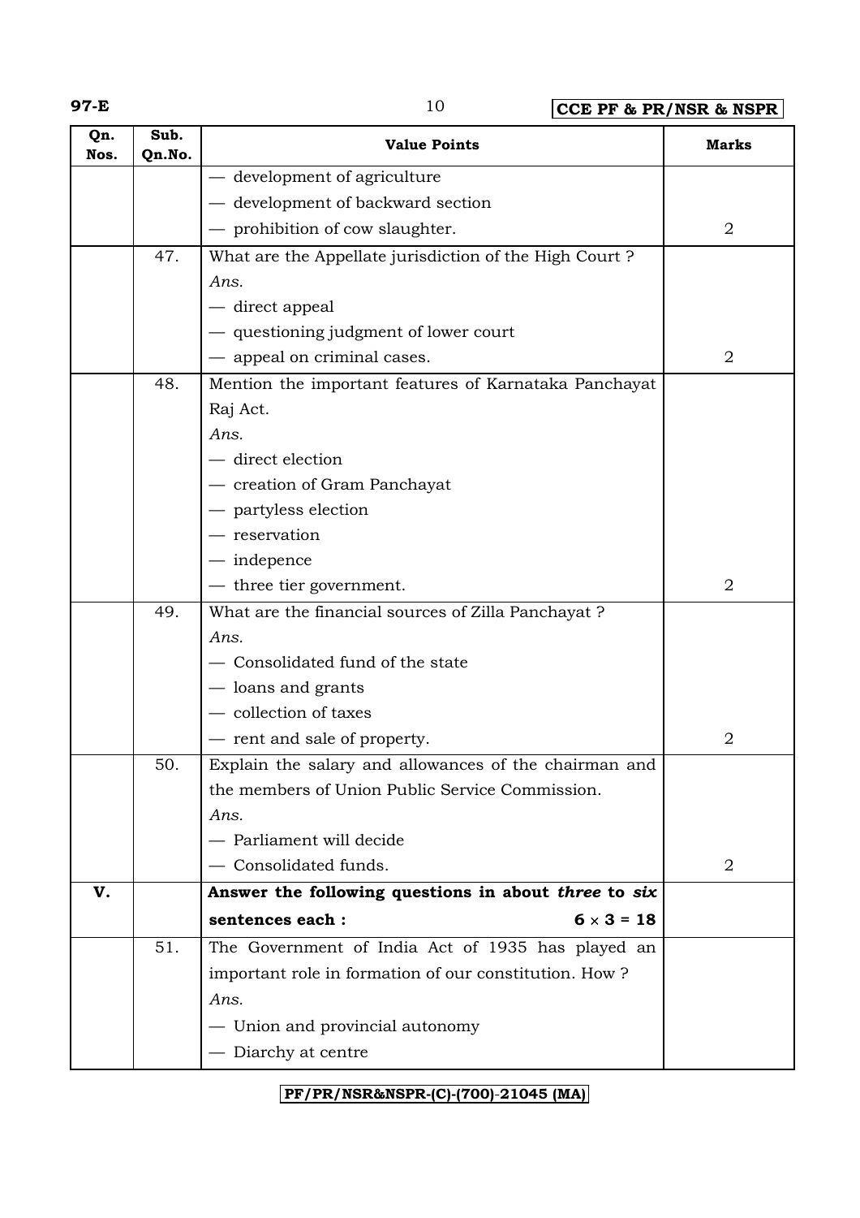| Qn. Nos. | Sub. Qn.No. | Value Points | Marks |
|---|---|---|---|
| | | — development of agriculture<br>— development of backward section<br>— prohibition of cow slaughter. | 2 |
| | 47. | What are the Appellate jurisdiction of the High Court ?<br>*Ans.*<br>— direct appeal<br>— questioning judgment of lower court<br>— appeal on criminal cases. | 2 |
| | 48. | Mention the important features of Karnataka Panchayat Raj Act.<br>*Ans.*<br>— direct election<br>— creation of Gram Panchayat<br>— partyless election<br>— reservation<br>— indepence<br>— three tier government. | 2 |
| | 49. | What are the financial sources of Zilla Panchayat ?<br>*Ans.*<br>— Consolidated fund of the state<br>— loans and grants<br>— collection of taxes<br>— rent and sale of property. | 2 |
| | 50. | Explain the salary and allowances of the chairman and the members of Union Public Service Commission.<br>*Ans.*<br>— Parliament will decide<br>— Consolidated funds. | 2 |
| **V.** | | **Answer the following questions in about *three* to *six* sentences each :** $6 \times 3 = 18$ | |
| | 51. | The Government of India Act of 1935 has played an important role in formation of our constitution. How ?<br>*Ans.*<br>— Union and provincial autonomy<br>— Diarchy at centre | |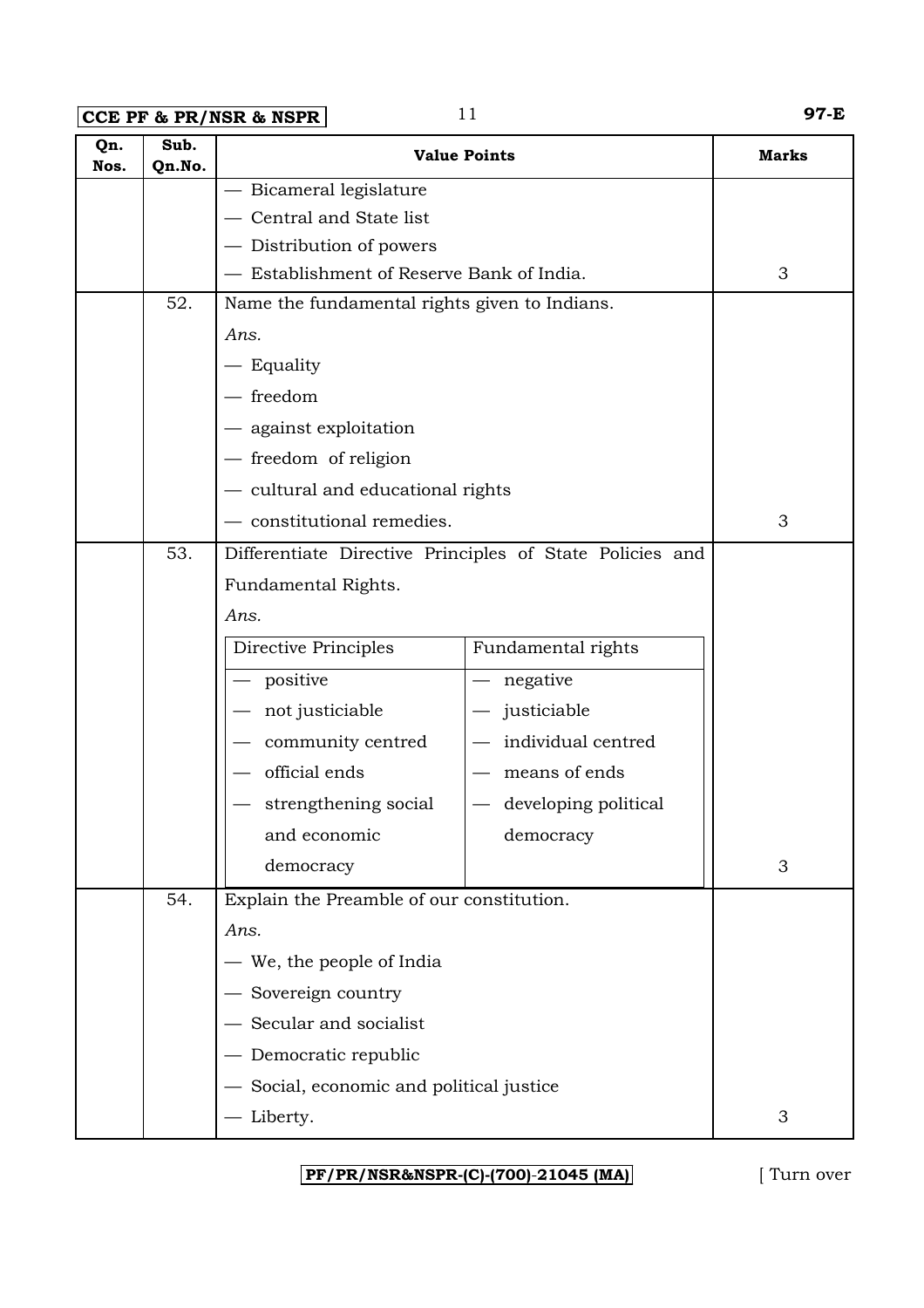| Qn. Nos. | Sub. Qn.No. | Value Points | Marks |
|---|---|---|---|
| | | — Bicameral legislature<br>— Central and State list<br>— Distribution of powers<br>— Establishment of Reserve Bank of India. | 3 |
| | 52. | Name the fundamental rights given to Indians.<br>*Ans.*<br>— Equality<br>— freedom<br>— against exploitation<br>— freedom of religion<br>— cultural and educational rights<br>— constitutional remedies. | 3 |
| | 53. | Differentiate Directive Principles of State Policies and Fundamental Rights.<br>*Ans.*<br>**Directive Principles** / **Fundamental rights**<br>— positive / — negative<br>— not justiciable / — justiciable<br>— community centred / — individual centred<br>— official ends / — means of ends<br>— strengthening social and economic democracy / — developing political democracy | 3 |
| | 54. | Explain the Preamble of our constitution.<br>*Ans.*<br>— We, the people of India<br>— Sovereign country<br>— Secular and socialist<br>— Democratic republic<br>— Social, economic and political justice<br>— Liberty. | 3 |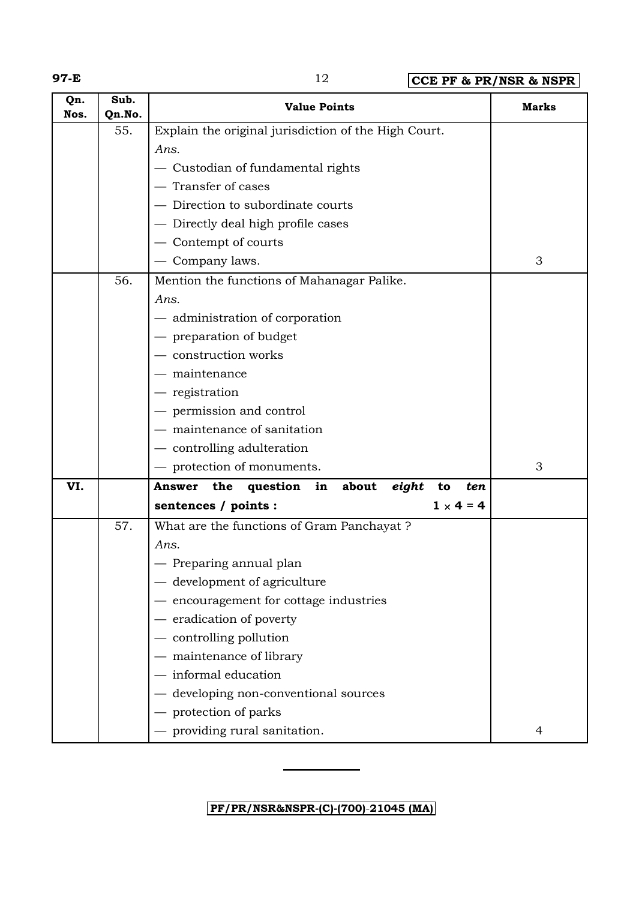| Qn. Nos. | Sub. Qn.No. | Value Points | Marks |
|---|---|---|---|
| | 55. | Explain the original jurisdiction of the High Court.<br>*Ans.*<br>— Custodian of fundamental rights<br>— Transfer of cases<br>— Direction to subordinate courts<br>— Directly deal high profile cases<br>— Contempt of courts<br>— Company laws. | 3 |
| | 56. | Mention the functions of Mahanagar Palike.<br>*Ans.*<br>— administration of corporation<br>— preparation of budget<br>— construction works<br>— maintenance<br>— registration<br>— permission and control<br>— maintenance of sanitation<br>— controlling adulteration<br>— protection of monuments. | 3 |
| **VI.** | | **Answer the question in about *eight* to *ten* sentences / points :** **1 × 4 = 4** | |
| | 57. | What are the functions of Gram Panchayat ?<br>*Ans.*<br>— Preparing annual plan<br>— development of agriculture<br>— encouragement for cottage industries<br>— eradication of poverty<br>— controlling pollution<br>— maintenance of library<br>— informal education<br>— developing non-conventional sources<br>— protection of parks<br>— providing rural sanitation. | 4 |